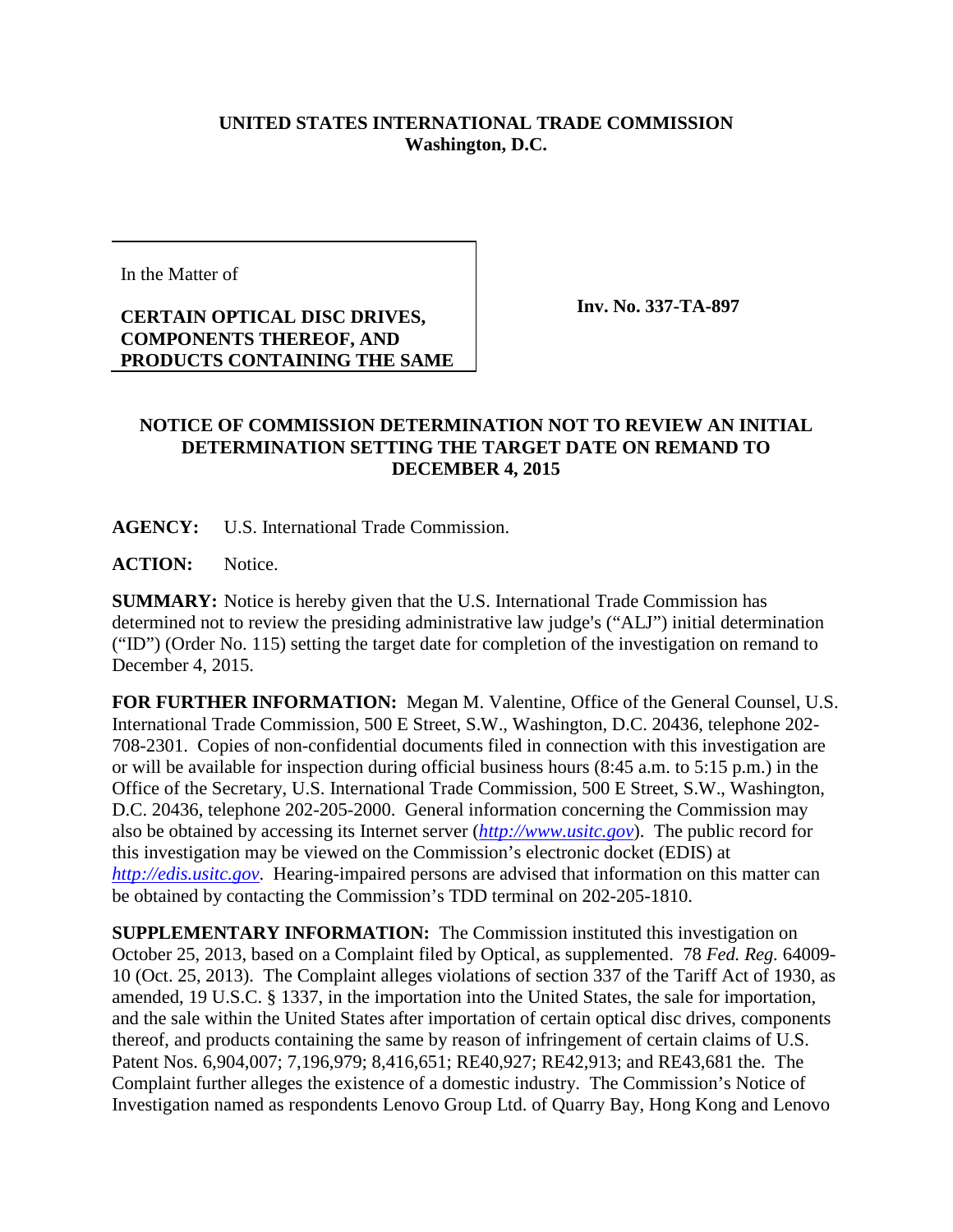**UNITED STATES INTERNATIONAL TRADE COMMISSION**
**Washington, D.C.**

In the Matter of

**CERTAIN OPTICAL DISC DRIVES, COMPONENTS THEREOF, AND PRODUCTS CONTAINING THE SAME**

**Inv. No. 337-TA-897**

**NOTICE OF COMMISSION DETERMINATION NOT TO REVIEW AN INITIAL DETERMINATION SETTING THE TARGET DATE ON REMAND TO DECEMBER 4, 2015**

**AGENCY:** U.S. International Trade Commission.

**ACTION:** Notice.

**SUMMARY:** Notice is hereby given that the U.S. International Trade Commission has determined not to review the presiding administrative law judge's ("ALJ") initial determination ("ID") (Order No. 115) setting the target date for completion of the investigation on remand to December 4, 2015.

**FOR FURTHER INFORMATION:** Megan M. Valentine, Office of the General Counsel, U.S. International Trade Commission, 500 E Street, S.W., Washington, D.C. 20436, telephone 202-708-2301. Copies of non-confidential documents filed in connection with this investigation are or will be available for inspection during official business hours (8:45 a.m. to 5:15 p.m.) in the Office of the Secretary, U.S. International Trade Commission, 500 E Street, S.W., Washington, D.C. 20436, telephone 202-205-2000. General information concerning the Commission may also be obtained by accessing its Internet server (*http://www.usitc.gov*). The public record for this investigation may be viewed on the Commission's electronic docket (EDIS) at *http://edis.usitc.gov*. Hearing-impaired persons are advised that information on this matter can be obtained by contacting the Commission's TDD terminal on 202-205-1810.

**SUPPLEMENTARY INFORMATION:** The Commission instituted this investigation on October 25, 2013, based on a Complaint filed by Optical, as supplemented. 78 *Fed. Reg.* 64009-10 (Oct. 25, 2013). The Complaint alleges violations of section 337 of the Tariff Act of 1930, as amended, 19 U.S.C. § 1337, in the importation into the United States, the sale for importation, and the sale within the United States after importation of certain optical disc drives, components thereof, and products containing the same by reason of infringement of certain claims of U.S. Patent Nos. 6,904,007; 7,196,979; 8,416,651; RE40,927; RE42,913; and RE43,681 the. The Complaint further alleges the existence of a domestic industry. The Commission's Notice of Investigation named as respondents Lenovo Group Ltd. of Quarry Bay, Hong Kong and Lenovo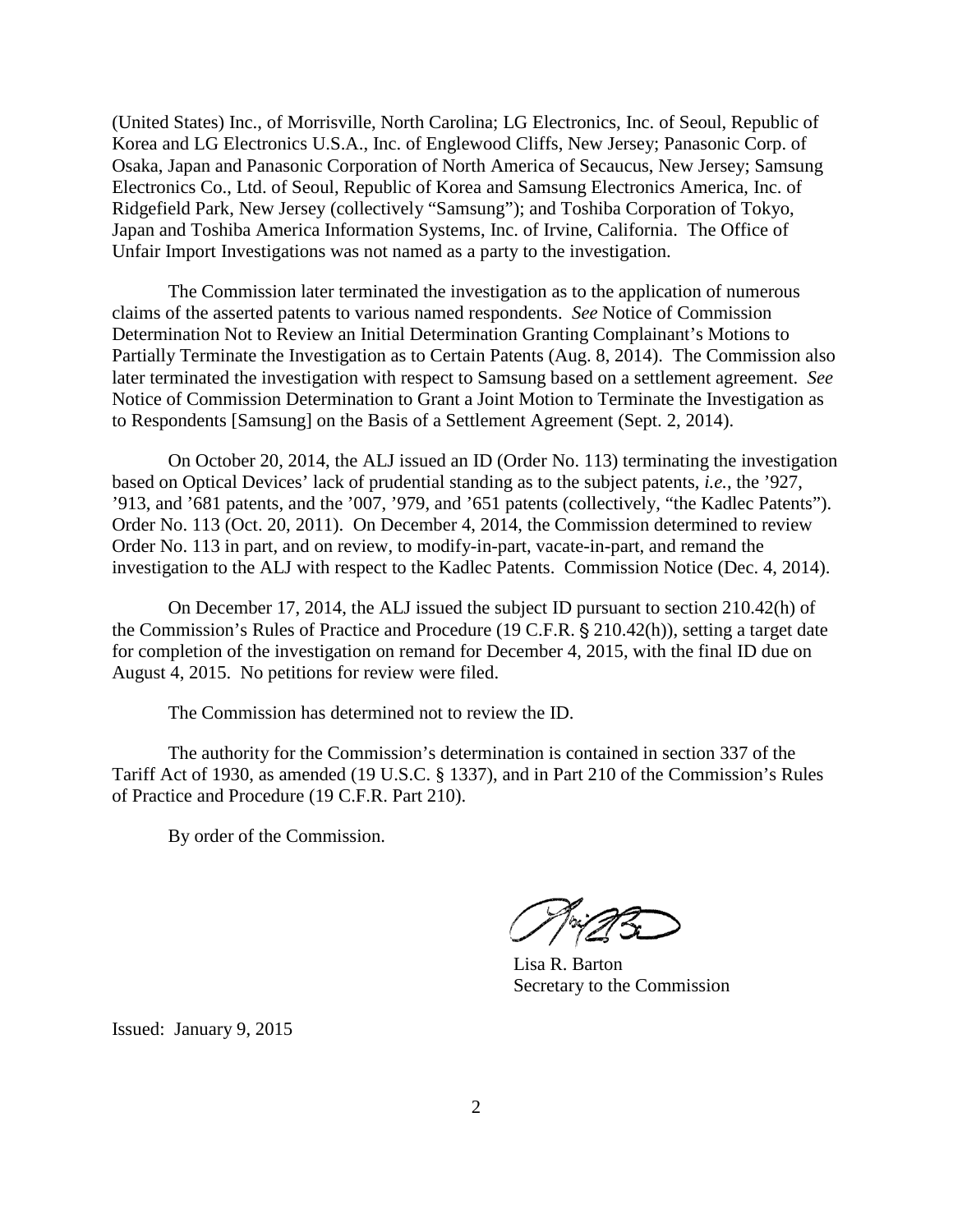(United States) Inc., of Morrisville, North Carolina; LG Electronics, Inc. of Seoul, Republic of Korea and LG Electronics U.S.A., Inc. of Englewood Cliffs, New Jersey; Panasonic Corp. of Osaka, Japan and Panasonic Corporation of North America of Secaucus, New Jersey; Samsung Electronics Co., Ltd. of Seoul, Republic of Korea and Samsung Electronics America, Inc. of Ridgefield Park, New Jersey (collectively "Samsung"); and Toshiba Corporation of Tokyo, Japan and Toshiba America Information Systems, Inc. of Irvine, California. The Office of Unfair Import Investigations was not named as a party to the investigation.

The Commission later terminated the investigation as to the application of numerous claims of the asserted patents to various named respondents. *See* Notice of Commission Determination Not to Review an Initial Determination Granting Complainant's Motions to Partially Terminate the Investigation as to Certain Patents (Aug. 8, 2014). The Commission also later terminated the investigation with respect to Samsung based on a settlement agreement. *See* Notice of Commission Determination to Grant a Joint Motion to Terminate the Investigation as to Respondents [Samsung] on the Basis of a Settlement Agreement (Sept. 2, 2014).

On October 20, 2014, the ALJ issued an ID (Order No. 113) terminating the investigation based on Optical Devices' lack of prudential standing as to the subject patents, *i.e.*, the '927, '913, and '681 patents, and the '007, '979, and '651 patents (collectively, "the Kadlec Patents"). Order No. 113 (Oct. 20, 2011). On December 4, 2014, the Commission determined to review Order No. 113 in part, and on review, to modify-in-part, vacate-in-part, and remand the investigation to the ALJ with respect to the Kadlec Patents. Commission Notice (Dec. 4, 2014).

On December 17, 2014, the ALJ issued the subject ID pursuant to section 210.42(h) of the Commission's Rules of Practice and Procedure (19 C.F.R. § 210.42(h)), setting a target date for completion of the investigation on remand for December 4, 2015, with the final ID due on August 4, 2015. No petitions for review were filed.

The Commission has determined not to review the ID.

The authority for the Commission's determination is contained in section 337 of the Tariff Act of 1930, as amended (19 U.S.C. § 1337), and in Part 210 of the Commission's Rules of Practice and Procedure (19 C.F.R. Part 210).

By order of the Commission.

Lisa R. Barton
Secretary to the Commission

Issued: January 9, 2015